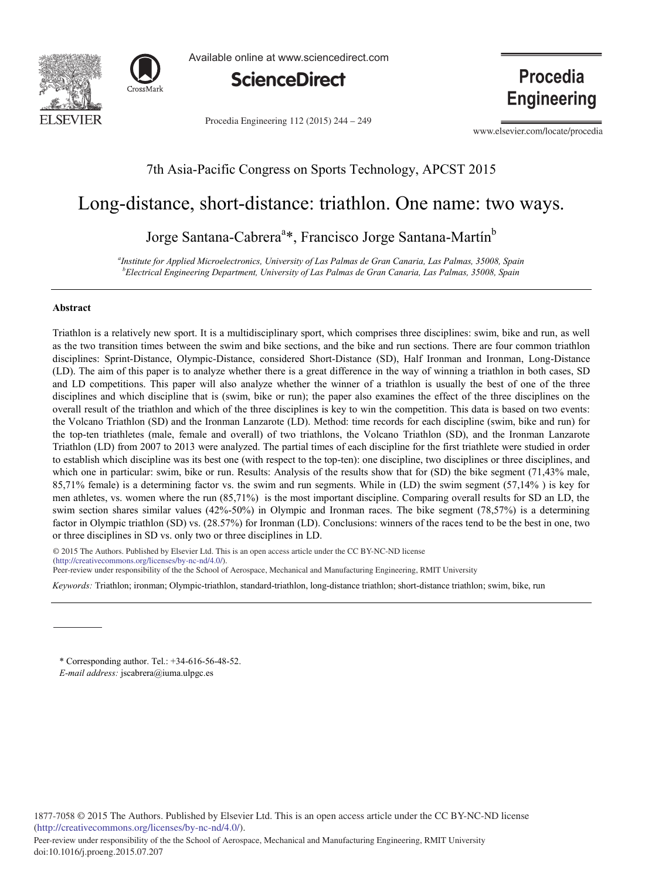7th Asia-Pacific Congress on Sports Technology, APCST 2015

# Long-distance, short-distance: triathlon. One name: two ways.

Jorge Santana-Cabrera[a]*, Francisco Jorge Santana-Martín[b]

[a]*Institute for Applied Microelectronics, University of Las Palmas de Gran Canaria, Las Palmas, 35008, Spain*
[b]*Electrical Engineering Department, University of Las Palmas de Gran Canaria, Las Palmas, 35008, Spain*

## Abstract

Triathlon is a relatively new sport. It is a multidisciplinary sport, which comprises three disciplines: swim, bike and run, as well as the two transition times between the swim and bike sections, and the bike and run sections. There are four common triathlon disciplines: Sprint-Distance, Olympic-Distance, considered Short-Distance (SD), Half Ironman and Ironman, Long-Distance (LD). The aim of this paper is to analyze whether there is a great difference in the way of winning a triathlon in both cases, SD and LD competitions. This paper will also analyze whether the winner of a triathlon is usually the best of one of the three disciplines and which discipline that is (swim, bike or run); the paper also examines the effect of the three disciplines on the overall result of the triathlon and which of the three disciplines is key to win the competition. This data is based on two events: the Volcano Triathlon (SD) and the Ironman Lanzarote (LD). Method: time records for each discipline (swim, bike and run) for the top-ten triathletes (male, female and overall) of two triathlons, the Volcano Triathlon (SD), and the Ironman Lanzarote Triathlon (LD) from 2007 to 2013 were analyzed. The partial times of each discipline for the first triathlete were studied in order to establish which discipline was its best one (with respect to the top-ten): one discipline, two disciplines or three disciplines, and which one in particular: swim, bike or run. Results: Analysis of the results show that for (SD) the bike segment (71,43% male, 85,71% female) is a determining factor vs. the swim and run segments. While in (LD) the swim segment (57,14% ) is key for men athletes, vs. women where the run (85,71%) is the most important discipline. Comparing overall results for SD an LD, the swim section shares similar values (42%-50%) in Olympic and Ironman races. The bike segment (78,57%) is a determining factor in Olympic triathlon (SD) vs. (28.57%) for Ironman (LD). Conclusions: winners of the races tend to be the best in one, two or three disciplines in SD vs. only two or three disciplines in LD.

© 2015 The Authors. Published by Elsevier Ltd. This is an open access article under the CC BY-NC-ND license (http://creativecommons.org/licenses/by-nc-nd/4.0/).
Peer-review under responsibility of the the School of Aerospace, Mechanical and Manufacturing Engineering, RMIT University

*Keywords:* Triathlon; ironman; Olympic-triathlon, standard-triathlon, long-distance triathlon; short-distance triathlon; swim, bike, run

\* Corresponding author. Tel.: +34-616-56-48-52.
*E-mail address:* jscabrera@iuma.ulpgc.es

1877-7058 © 2015 The Authors. Published by Elsevier Ltd. This is an open access article under the CC BY-NC-ND license (http://creativecommons.org/licenses/by-nc-nd/4.0/).
Peer-review under responsibility of the the School of Aerospace, Mechanical and Manufacturing Engineering, RMIT University
doi:10.1016/j.proeng.2015.07.207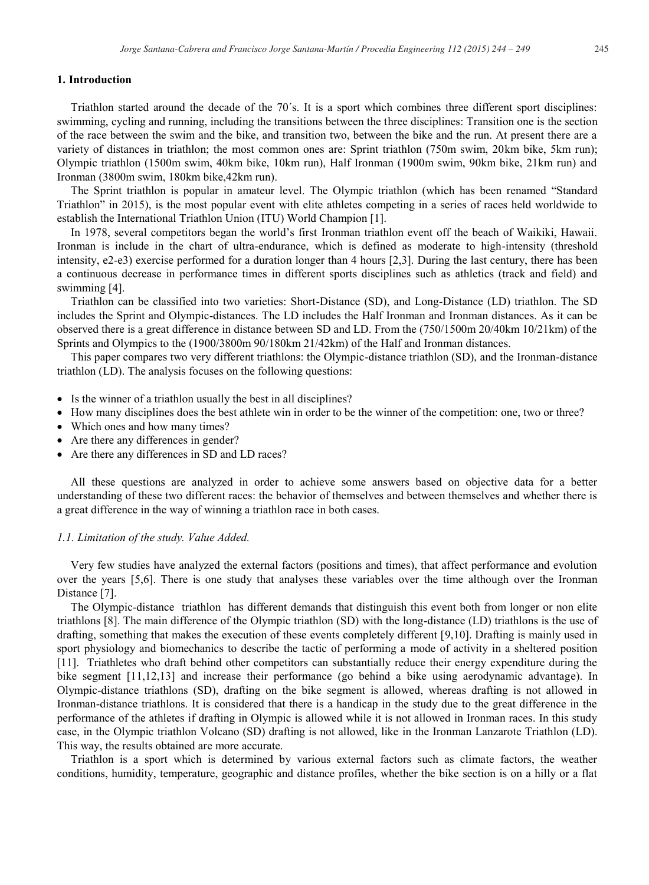## 1. Introduction

Triathlon started around the decade of the 70´s. It is a sport which combines three different sport disciplines: swimming, cycling and running, including the transitions between the three disciplines: Transition one is the section of the race between the swim and the bike, and transition two, between the bike and the run. At present there are a variety of distances in triathlon; the most common ones are: Sprint triathlon (750m swim, 20km bike, 5km run); Olympic triathlon (1500m swim, 40km bike, 10km run), Half Ironman (1900m swim, 90km bike, 21km run) and Ironman (3800m swim, 180km bike,42km run).

The Sprint triathlon is popular in amateur level. The Olympic triathlon (which has been renamed "Standard Triathlon" in 2015), is the most popular event with elite athletes competing in a series of races held worldwide to establish the International Triathlon Union (ITU) World Champion [1].

In 1978, several competitors began the world's first Ironman triathlon event off the beach of Waikiki, Hawaii. Ironman is include in the chart of ultra-endurance, which is defined as moderate to high-intensity (threshold intensity, e2-e3) exercise performed for a duration longer than 4 hours [2,3]. During the last century, there has been a continuous decrease in performance times in different sports disciplines such as athletics (track and field) and swimming [4].

Triathlon can be classified into two varieties: Short-Distance (SD), and Long-Distance (LD) triathlon. The SD includes the Sprint and Olympic-distances. The LD includes the Half Ironman and Ironman distances. As it can be observed there is a great difference in distance between SD and LD. From the (750/1500m 20/40km 10/21km) of the Sprints and Olympics to the (1900/3800m 90/180km 21/42km) of the Half and Ironman distances.

This paper compares two very different triathlons: the Olympic-distance triathlon (SD), and the Ironman-distance triathlon (LD). The analysis focuses on the following questions:

- Is the winner of a triathlon usually the best in all disciplines?
- How many disciplines does the best athlete win in order to be the winner of the competition: one, two or three?
- Which ones and how many times?
- Are there any differences in gender?
- Are there any differences in SD and LD races?

All these questions are analyzed in order to achieve some answers based on objective data for a better understanding of these two different races: the behavior of themselves and between themselves and whether there is a great difference in the way of winning a triathlon race in both cases.

### *1.1. Limitation of the study. Value Added.*

Very few studies have analyzed the external factors (positions and times), that affect performance and evolution over the years [5,6]. There is one study that analyses these variables over the time although over the Ironman Distance [7].

The Olympic-distance triathlon has different demands that distinguish this event both from longer or non elite triathlons [8]. The main difference of the Olympic triathlon (SD) with the long-distance (LD) triathlons is the use of drafting, something that makes the execution of these events completely different [9,10]. Drafting is mainly used in sport physiology and biomechanics to describe the tactic of performing a mode of activity in a sheltered position [11]. Triathletes who draft behind other competitors can substantially reduce their energy expenditure during the bike segment [11,12,13] and increase their performance (go behind a bike using aerodynamic advantage). In Olympic-distance triathlons (SD), drafting on the bike segment is allowed, whereas drafting is not allowed in Ironman-distance triathlons. It is considered that there is a handicap in the study due to the great difference in the performance of the athletes if drafting in Olympic is allowed while it is not allowed in Ironman races. In this study case, in the Olympic triathlon Volcano (SD) drafting is not allowed, like in the Ironman Lanzarote Triathlon (LD). This way, the results obtained are more accurate.

Triathlon is a sport which is determined by various external factors such as climate factors, the weather conditions, humidity, temperature, geographic and distance profiles, whether the bike section is on a hilly or a flat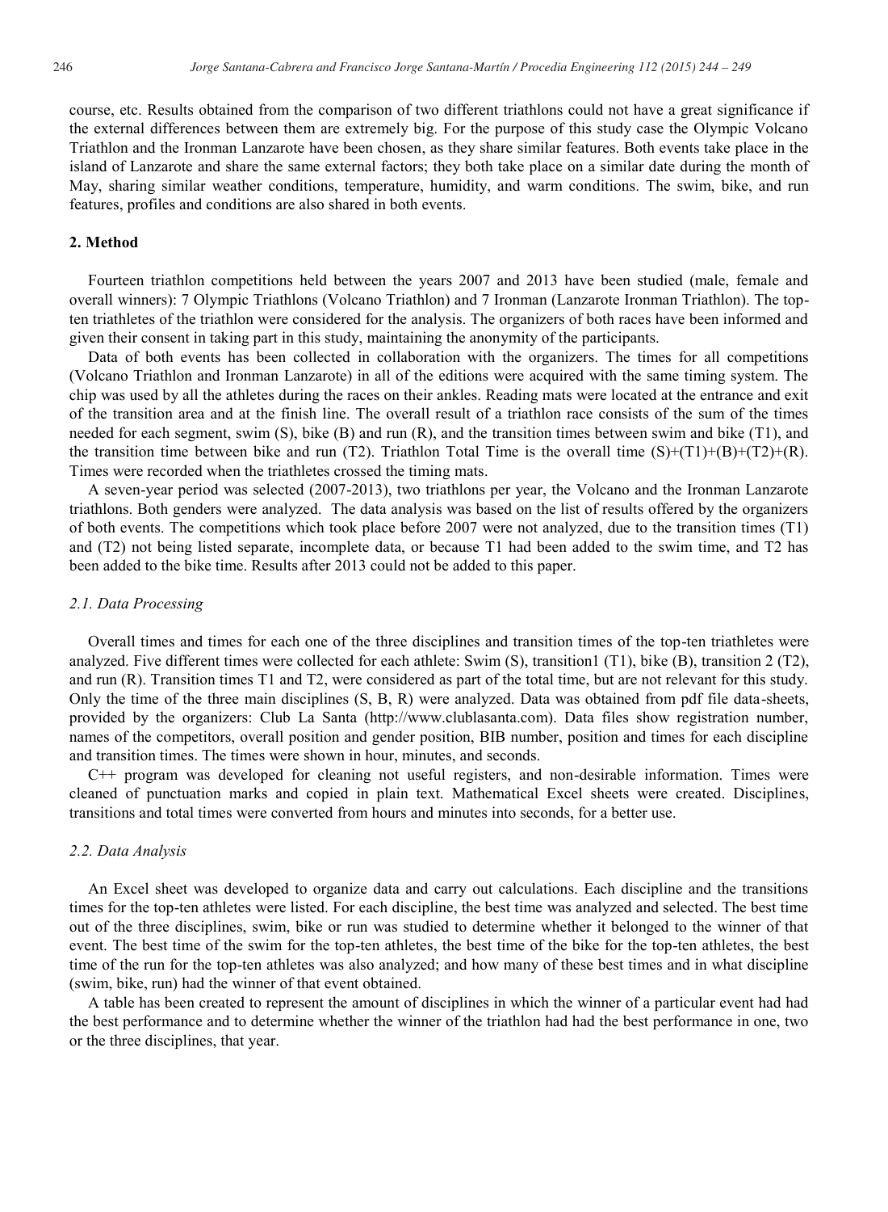course, etc. Results obtained from the comparison of two different triathlons could not have a great significance if the external differences between them are extremely big. For the purpose of this study case the Olympic Volcano Triathlon and the Ironman Lanzarote have been chosen, as they share similar features. Both events take place in the island of Lanzarote and share the same external factors; they both take place on a similar date during the month of May, sharing similar weather conditions, temperature, humidity, and warm conditions. The swim, bike, and run features, profiles and conditions are also shared in both events.

## 2. Method

Fourteen triathlon competitions held between the years 2007 and 2013 have been studied (male, female and overall winners): 7 Olympic Triathlons (Volcano Triathlon) and 7 Ironman (Lanzarote Ironman Triathlon). The top-ten triathletes of the triathlon were considered for the analysis. The organizers of both races have been informed and given their consent in taking part in this study, maintaining the anonymity of the participants.

Data of both events has been collected in collaboration with the organizers. The times for all competitions (Volcano Triathlon and Ironman Lanzarote) in all of the editions were acquired with the same timing system. The chip was used by all the athletes during the races on their ankles. Reading mats were located at the entrance and exit of the transition area and at the finish line. The overall result of a triathlon race consists of the sum of the times needed for each segment, swim (S), bike (B) and run (R), and the transition times between swim and bike (T1), and the transition time between bike and run (T2). Triathlon Total Time is the overall time (S)+(T1)+(B)+(T2)+(R). Times were recorded when the triathletes crossed the timing mats.

A seven-year period was selected (2007-2013), two triathlons per year, the Volcano and the Ironman Lanzarote triathlons. Both genders were analyzed. The data analysis was based on the list of results offered by the organizers of both events. The competitions which took place before 2007 were not analyzed, due to the transition times (T1) and (T2) not being listed separate, incomplete data, or because T1 had been added to the swim time, and T2 has been added to the bike time. Results after 2013 could not be added to this paper.

### *2.1. Data Processing*

Overall times and times for each one of the three disciplines and transition times of the top-ten triathletes were analyzed. Five different times were collected for each athlete: Swim (S), transition1 (T1), bike (B), transition 2 (T2), and run (R). Transition times T1 and T2, were considered as part of the total time, but are not relevant for this study. Only the time of the three main disciplines (S, B, R) were analyzed. Data was obtained from pdf file data-sheets, provided by the organizers: Club La Santa (http://www.clublasanta.com). Data files show registration number, names of the competitors, overall position and gender position, BIB number, position and times for each discipline and transition times. The times were shown in hour, minutes, and seconds.

C++ program was developed for cleaning not useful registers, and non-desirable information. Times were cleaned of punctuation marks and copied in plain text. Mathematical Excel sheets were created. Disciplines, transitions and total times were converted from hours and minutes into seconds, for a better use.

### *2.2. Data Analysis*

An Excel sheet was developed to organize data and carry out calculations. Each discipline and the transitions times for the top-ten athletes were listed. For each discipline, the best time was analyzed and selected. The best time out of the three disciplines, swim, bike or run was studied to determine whether it belonged to the winner of that event. The best time of the swim for the top-ten athletes, the best time of the bike for the top-ten athletes, the best time of the run for the top-ten athletes was also analyzed; and how many of these best times and in what discipline (swim, bike, run) had the winner of that event obtained.

A table has been created to represent the amount of disciplines in which the winner of a particular event had had the best performance and to determine whether the winner of the triathlon had had the best performance in one, two or the three disciplines, that year.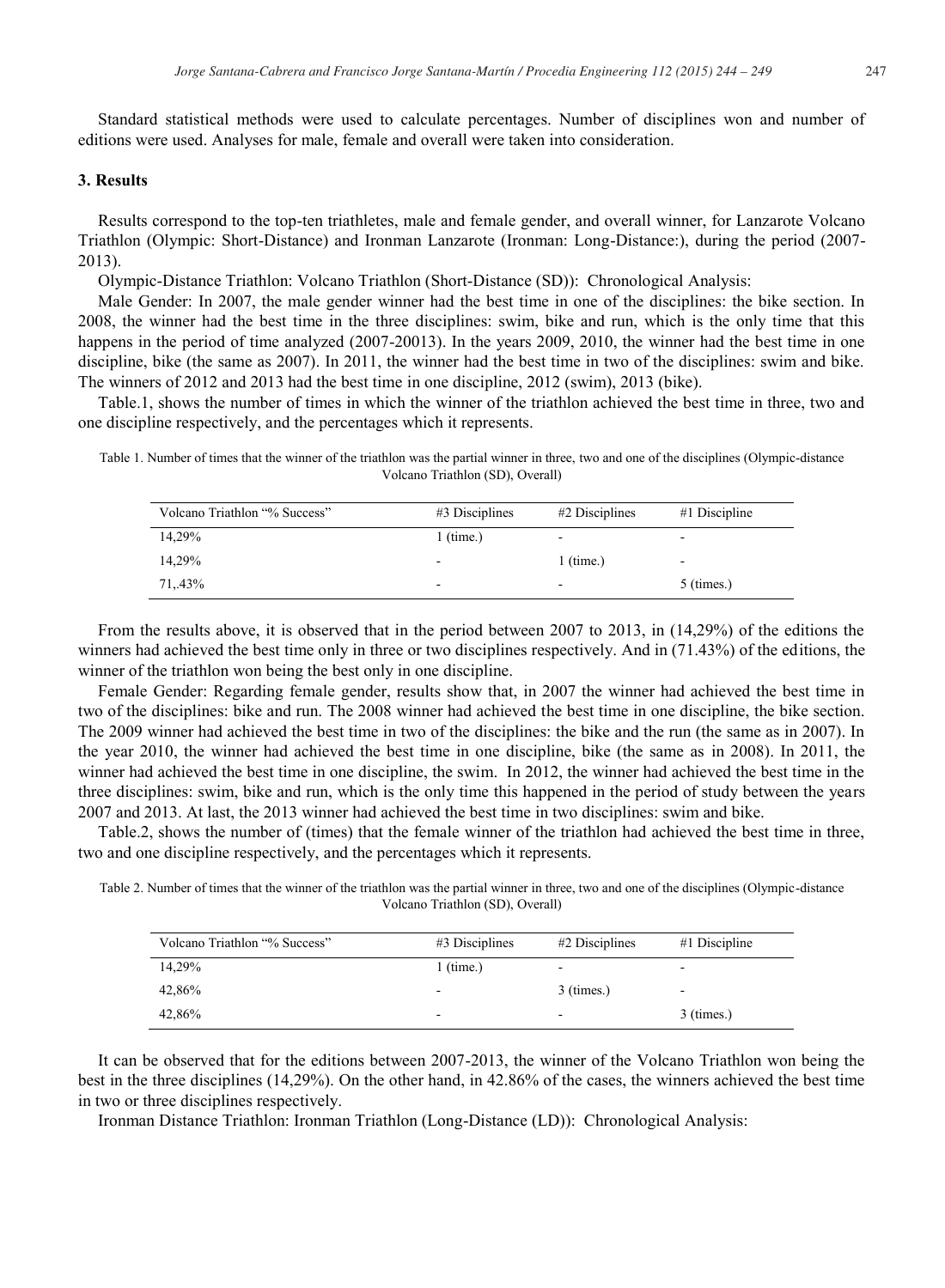Standard statistical methods were used to calculate percentages. Number of disciplines won and number of editions were used. Analyses for male, female and overall were taken into consideration.

## 3. Results

Results correspond to the top-ten triathletes, male and female gender, and overall winner, for Lanzarote Volcano Triathlon (Olympic: Short-Distance) and Ironman Lanzarote (Ironman: Long-Distance:), during the period (2007-2013).

Olympic-Distance Triathlon: Volcano Triathlon (Short-Distance (SD)): Chronological Analysis:

Male Gender: In 2007, the male gender winner had the best time in one of the disciplines: the bike section. In 2008, the winner had the best time in the three disciplines: swim, bike and run, which is the only time that this happens in the period of time analyzed (2007-20013). In the years 2009, 2010, the winner had the best time in one discipline, bike (the same as 2007). In 2011, the winner had the best time in two of the disciplines: swim and bike. The winners of 2012 and 2013 had the best time in one discipline, 2012 (swim), 2013 (bike).

Table.1, shows the number of times in which the winner of the triathlon achieved the best time in three, two and one discipline respectively, and the percentages which it represents.

Table 1. Number of times that the winner of the triathlon was the partial winner in three, two and one of the disciplines (Olympic-distance Volcano Triathlon (SD), Overall)

| Volcano Triathlon "% Success" | #3 Disciplines | #2 Disciplines | #1 Discipline |
|---|---|---|---|
| 14,29% | 1 (time.) | - | - |
| 14,29% | - | 1 (time.) | - |
| 71,.43% | - | - | 5 (times.) |

From the results above, it is observed that in the period between 2007 to 2013, in (14,29%) of the editions the winners had achieved the best time only in three or two disciplines respectively. And in (71.43%) of the editions, the winner of the triathlon won being the best only in one discipline.

Female Gender: Regarding female gender, results show that, in 2007 the winner had achieved the best time in two of the disciplines: bike and run. The 2008 winner had achieved the best time in one discipline, the bike section. The 2009 winner had achieved the best time in two of the disciplines: the bike and the run (the same as in 2007). In the year 2010, the winner had achieved the best time in one discipline, bike (the same as in 2008). In 2011, the winner had achieved the best time in one discipline, the swim. In 2012, the winner had achieved the best time in the three disciplines: swim, bike and run, which is the only time this happened in the period of study between the years 2007 and 2013. At last, the 2013 winner had achieved the best time in two disciplines: swim and bike.

Table.2, shows the number of (times) that the female winner of the triathlon had achieved the best time in three, two and one discipline respectively, and the percentages which it represents.

Table 2. Number of times that the winner of the triathlon was the partial winner in three, two and one of the disciplines (Olympic-distance Volcano Triathlon (SD), Overall)

| Volcano Triathlon "% Success" | #3 Disciplines | #2 Disciplines | #1 Discipline |
|---|---|---|---|
| 14,29% | 1 (time.) | - | - |
| 42,86% | - | 3 (times.) | - |
| 42,86% | - | - | 3 (times.) |

It can be observed that for the editions between 2007-2013, the winner of the Volcano Triathlon won being the best in the three disciplines (14,29%). On the other hand, in 42.86% of the cases, the winners achieved the best time in two or three disciplines respectively.

Ironman Distance Triathlon: Ironman Triathlon (Long-Distance (LD)): Chronological Analysis: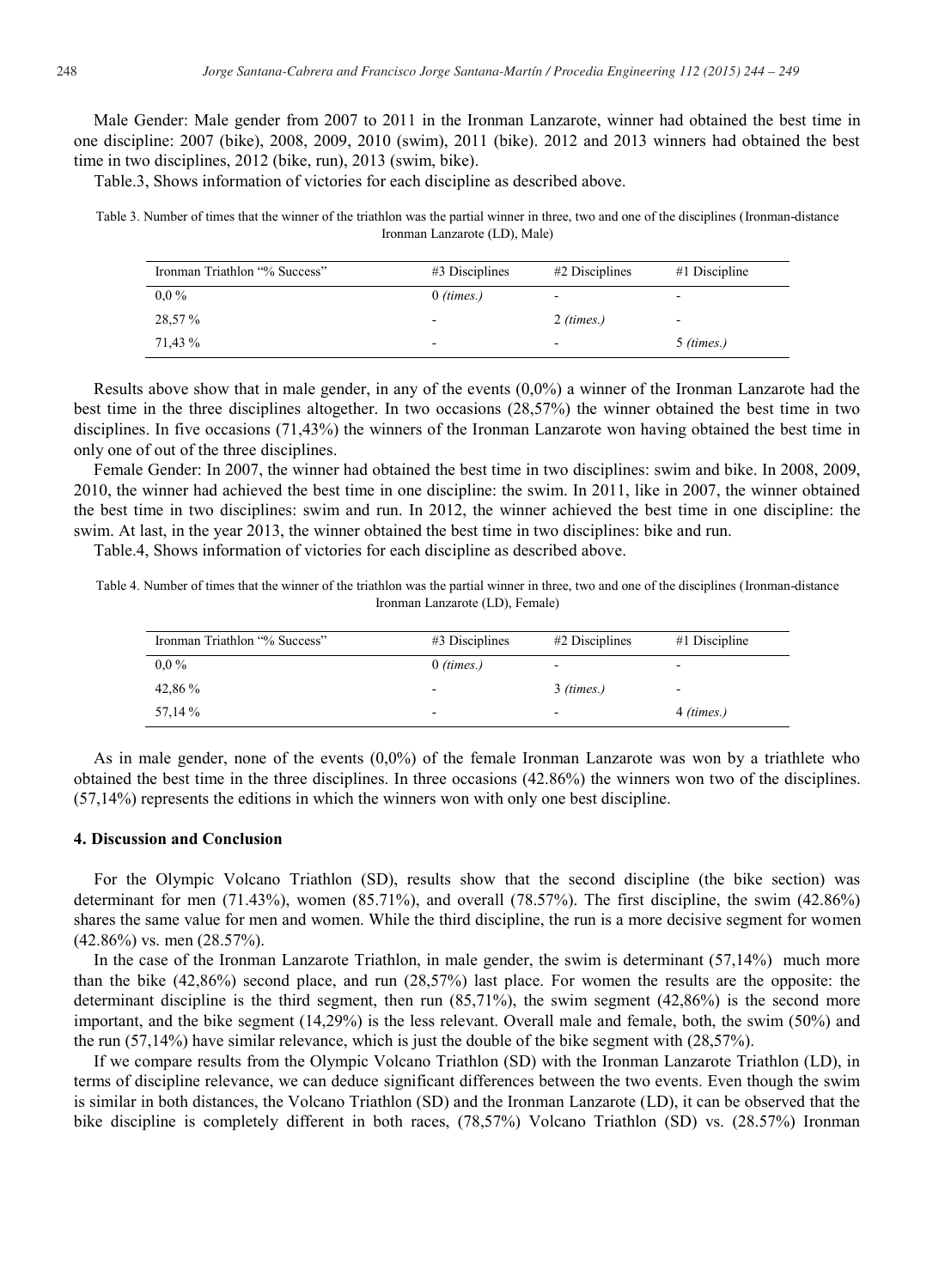Male Gender: Male gender from 2007 to 2011 in the Ironman Lanzarote, winner had obtained the best time in one discipline: 2007 (bike), 2008, 2009, 2010 (swim), 2011 (bike). 2012 and 2013 winners had obtained the best time in two disciplines, 2012 (bike, run), 2013 (swim, bike).

Table.3, Shows information of victories for each discipline as described above.

Table 3. Number of times that the winner of the triathlon was the partial winner in three, two and one of the disciplines (Ironman-distance Ironman Lanzarote (LD), Male)

| Ironman Triathlon "% Success" | #3 Disciplines | #2 Disciplines | #1 Discipline |
|---|---|---|---|
| 0,0 % | 0 *(times.)* | - | - |
| 28,57 % | - | 2 *(times.)* | - |
| 71,43 % | - | - | 5 *(times.)* |

Results above show that in male gender, in any of the events (0,0%) a winner of the Ironman Lanzarote had the best time in the three disciplines altogether. In two occasions (28,57%) the winner obtained the best time in two disciplines. In five occasions (71,43%) the winners of the Ironman Lanzarote won having obtained the best time in only one of out of the three disciplines.

Female Gender: In 2007, the winner had obtained the best time in two disciplines: swim and bike. In 2008, 2009, 2010, the winner had achieved the best time in one discipline: the swim. In 2011, like in 2007, the winner obtained the best time in two disciplines: swim and run. In 2012, the winner achieved the best time in one discipline: the swim. At last, in the year 2013, the winner obtained the best time in two disciplines: bike and run.

Table.4, Shows information of victories for each discipline as described above.

Table 4. Number of times that the winner of the triathlon was the partial winner in three, two and one of the disciplines (Ironman-distance Ironman Lanzarote (LD), Female)

| Ironman Triathlon "% Success" | #3 Disciplines | #2 Disciplines | #1 Discipline |
|---|---|---|---|
| 0,0 % | 0 *(times.)* | - | - |
| 42,86 % | - | 3 *(times.)* | - |
| 57,14 % | - | - | 4 *(times.)* |

As in male gender, none of the events (0,0%) of the female Ironman Lanzarote was won by a triathlete who obtained the best time in the three disciplines. In three occasions (42.86%) the winners won two of the disciplines. (57,14%) represents the editions in which the winners won with only one best discipline.

## 4. Discussion and Conclusion

For the Olympic Volcano Triathlon (SD), results show that the second discipline (the bike section) was determinant for men (71.43%), women (85.71%), and overall (78.57%). The first discipline, the swim (42.86%) shares the same value for men and women. While the third discipline, the run is a more decisive segment for women (42.86%) vs. men (28.57%).

In the case of the Ironman Lanzarote Triathlon, in male gender, the swim is determinant (57,14%) much more than the bike (42,86%) second place, and run (28,57%) last place. For women the results are the opposite: the determinant discipline is the third segment, then run (85,71%), the swim segment (42,86%) is the second more important, and the bike segment (14,29%) is the less relevant. Overall male and female, both, the swim (50%) and the run (57,14%) have similar relevance, which is just the double of the bike segment with (28,57%).

If we compare results from the Olympic Volcano Triathlon (SD) with the Ironman Lanzarote Triathlon (LD), in terms of discipline relevance, we can deduce significant differences between the two events. Even though the swim is similar in both distances, the Volcano Triathlon (SD) and the Ironman Lanzarote (LD), it can be observed that the bike discipline is completely different in both races, (78,57%) Volcano Triathlon (SD) vs. (28.57%) Ironman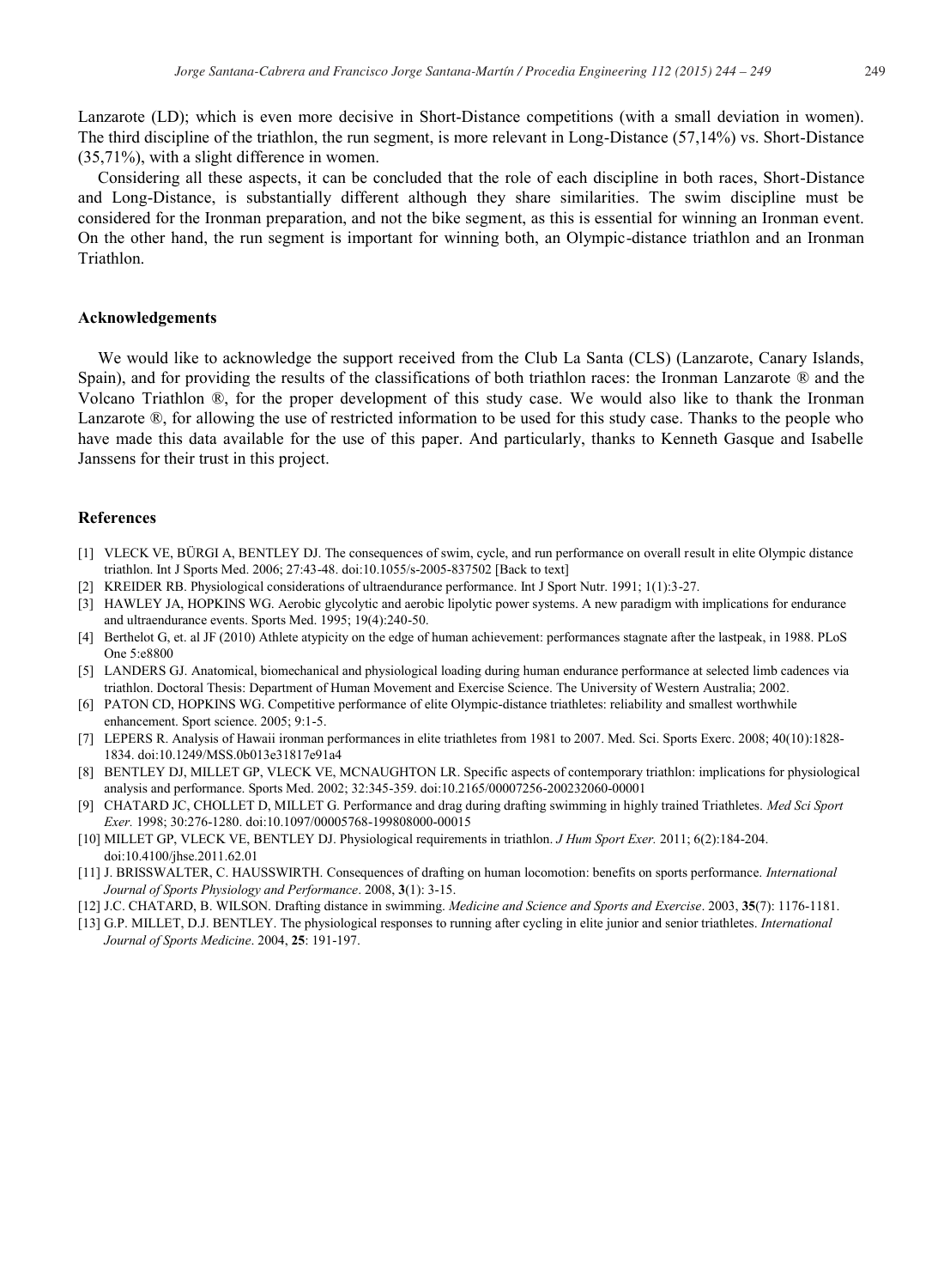Lanzarote (LD); which is even more decisive in Short-Distance competitions (with a small deviation in women). The third discipline of the triathlon, the run segment, is more relevant in Long-Distance (57,14%) vs. Short-Distance (35,71%), with a slight difference in women.

Considering all these aspects, it can be concluded that the role of each discipline in both races, Short-Distance and Long-Distance, is substantially different although they share similarities. The swim discipline must be considered for the Ironman preparation, and not the bike segment, as this is essential for winning an Ironman event. On the other hand, the run segment is important for winning both, an Olympic-distance triathlon and an Ironman Triathlon.

## Acknowledgements

We would like to acknowledge the support received from the Club La Santa (CLS) (Lanzarote, Canary Islands, Spain), and for providing the results of the classifications of both triathlon races: the Ironman Lanzarote ® and the Volcano Triathlon ®, for the proper development of this study case. We would also like to thank the Ironman Lanzarote ®, for allowing the use of restricted information to be used for this study case. Thanks to the people who have made this data available for the use of this paper. And particularly, thanks to Kenneth Gasque and Isabelle Janssens for their trust in this project.

## References

[1] VLECK VE, BÜRGI A, BENTLEY DJ. The consequences of swim, cycle, and run performance on overall result in elite Olympic distance triathlon. Int J Sports Med. 2006; 27:43-48. doi:10.1055/s-2005-837502 [Back to text]

[2] KREIDER RB. Physiological considerations of ultraendurance performance. Int J Sport Nutr. 1991; 1(1):3-27.

[3] HAWLEY JA, HOPKINS WG. Aerobic glycolytic and aerobic lipolytic power systems. A new paradigm with implications for endurance and ultraendurance events. Sports Med. 1995; 19(4):240-50.

[4] Berthelot G, et. al JF (2010) Athlete atypicity on the edge of human achievement: performances stagnate after the lastpeak, in 1988. PLoS One 5:e8800

[5] LANDERS GJ. Anatomical, biomechanical and physiological loading during human endurance performance at selected limb cadences via triathlon. Doctoral Thesis: Department of Human Movement and Exercise Science. The University of Western Australia; 2002.

[6] PATON CD, HOPKINS WG. Competitive performance of elite Olympic-distance triathletes: reliability and smallest worthwhile enhancement. Sport science. 2005; 9:1-5.

[7] LEPERS R. Analysis of Hawaii ironman performances in elite triathletes from 1981 to 2007. Med. Sci. Sports Exerc. 2008; 40(10):1828-1834. doi:10.1249/MSS.0b013e31817e91a4

[8] BENTLEY DJ, MILLET GP, VLECK VE, MCNAUGHTON LR. Specific aspects of contemporary triathlon: implications for physiological analysis and performance. Sports Med. 2002; 32:345-359. doi:10.2165/00007256-200232060-00001

[9] CHATARD JC, CHOLLET D, MILLET G. Performance and drag during drafting swimming in highly trained Triathletes. *Med Sci Sport Exer.* 1998; 30:276-1280. doi:10.1097/00005768-199808000-00015

[10] MILLET GP, VLECK VE, BENTLEY DJ. Physiological requirements in triathlon. *J Hum Sport Exer.* 2011; 6(2):184-204. doi:10.4100/jhse.2011.62.01

[11] J. BRISSWALTER, C. HAUSSWIRTH. Consequences of drafting on human locomotion: benefits on sports performance. *International Journal of Sports Physiology and Performance*. 2008, **3**(1): 3-15.

[12] J.C. CHATARD, B. WILSON. Drafting distance in swimming. *Medicine and Science and Sports and Exercise*. 2003, **35**(7): 1176-1181.

[13] G.P. MILLET, D.J. BENTLEY. The physiological responses to running after cycling in elite junior and senior triathletes. *International Journal of Sports Medicine*. 2004, **25**: 191-197.